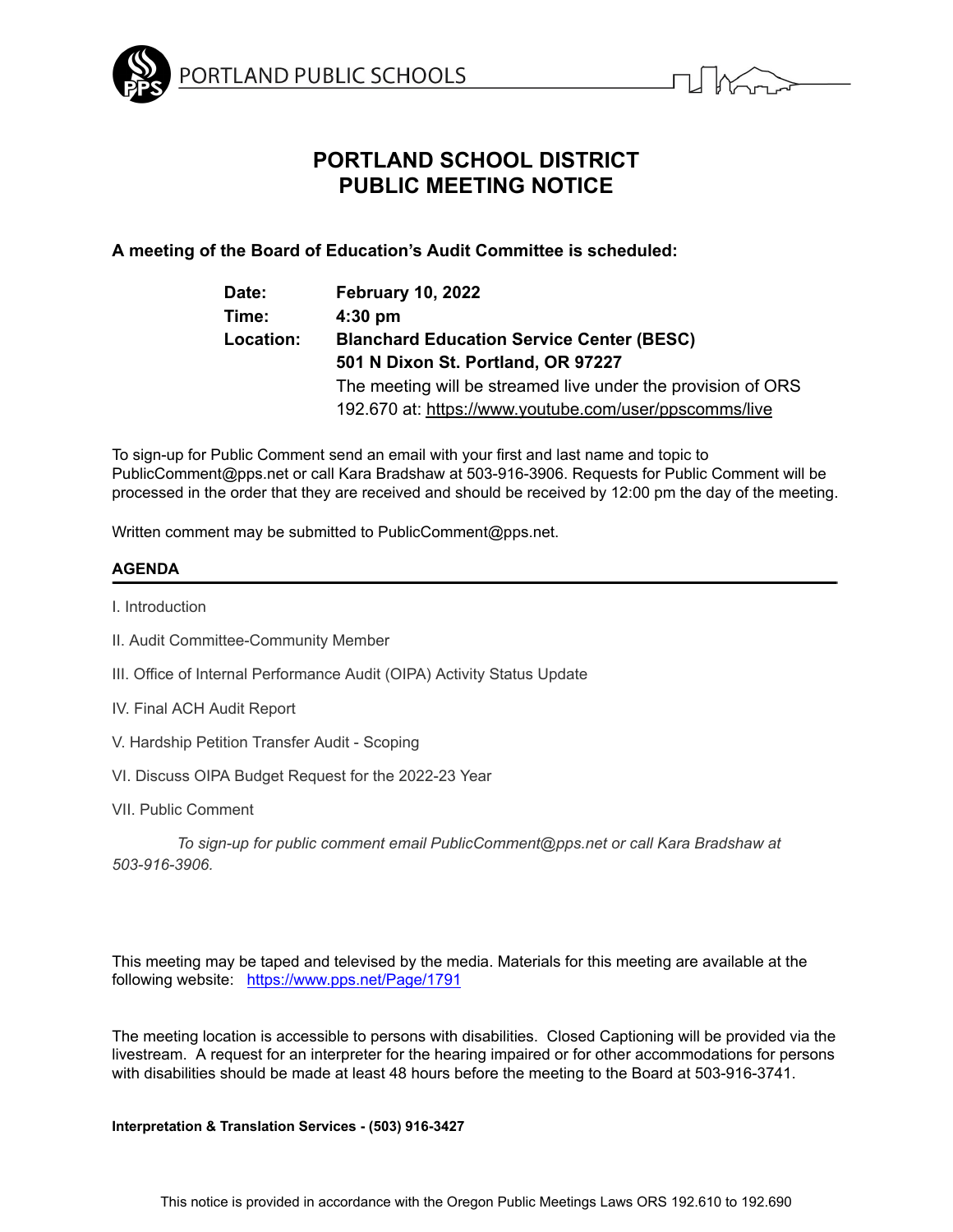PORTLAND PUBLIC SCHOOLS

# PORTLAND SCHOOL DISTRICT
# PUBLIC MEETING NOTICE

**A meeting of the Board of Education's Audit Committee is scheduled:**

**Date:** **February 10, 2022**
**Time:** **4:30 pm**
**Location:** **Blanchard Education Service Center (BESC)**
**501 N Dixon St. Portland, OR 97227**
The meeting will be streamed live under the provision of ORS 192.670 at: https://www.youtube.com/user/ppscomms/live

To sign-up for Public Comment send an email with your first and last name and topic to PublicComment@pps.net or call Kara Bradshaw at 503-916-3906. Requests for Public Comment will be processed in the order that they are received and should be received by 12:00 pm the day of the meeting.

Written comment may be submitted to PublicComment@pps.net.

## AGENDA

I. Introduction

II. Audit Committee-Community Member

III. Office of Internal Performance Audit (OIPA) Activity Status Update

IV. Final ACH Audit Report

V. Hardship Petition Transfer Audit - Scoping

VI. Discuss OIPA Budget Request for the 2022-23 Year

VII. Public Comment

*To sign-up for public comment email PublicComment@pps.net or call Kara Bradshaw at 503-916-3906.*

This meeting may be taped and televised by the media. Materials for this meeting are available at the following website: https://www.pps.net/Page/1791

The meeting location is accessible to persons with disabilities. Closed Captioning will be provided via the livestream. A request for an interpreter for the hearing impaired or for other accommodations for persons with disabilities should be made at least 48 hours before the meeting to the Board at 503-916-3741.

**Interpretation & Translation Services - (503) 916-3427**

This notice is provided in accordance with the Oregon Public Meetings Laws ORS 192.610 to 192.690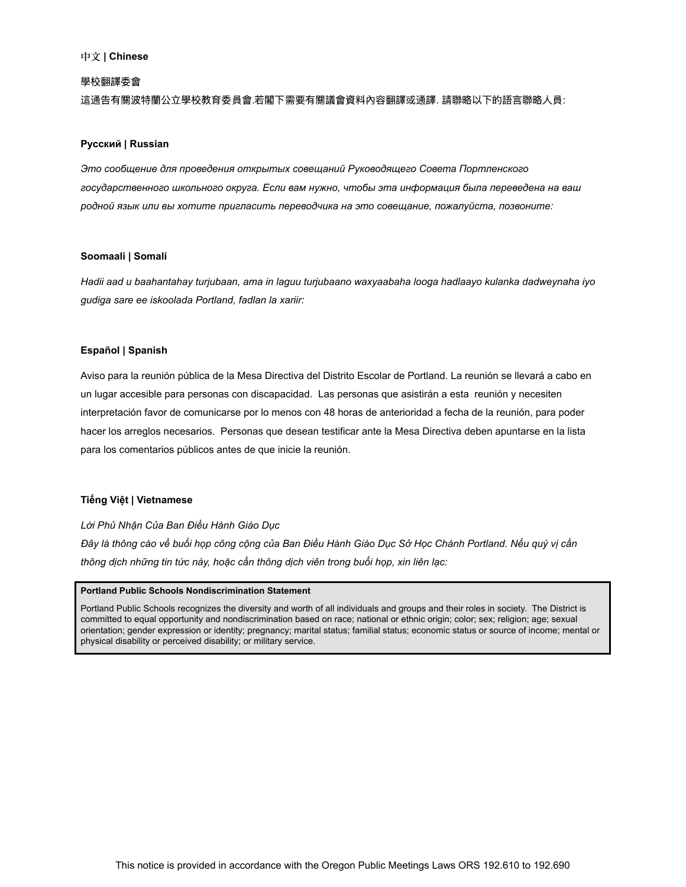**中文 | Chinese**

學校翻譯委會
這通告有關波特蘭公立學校教育委員會.若閣下需要有關議會資料內容翻譯或通譯. 請聯略以下的語言聯略人員:

**Русский | Russian**

*Это сообщение для проведения открытых совещаний Руководящего Совета Портленского государственного школьного округа. Если вам нужно, чтобы эта информация была переведена на ваш родной язык или вы хотите пригласить переводчика на это совещание, пожалуйста, позвоните:*

**Soomaali | Somali**

*Hadii aad u baahantahay turjubaan, ama in laguu turjubaano waxyaabaha looga hadlaayo kulanka dadweynaha iyo gudiga sare ee iskoolada Portland, fadlan la xariir:*

**Español | Spanish**

Aviso para la reunión pública de la Mesa Directiva del Distrito Escolar de Portland. La reunión se llevará a cabo en un lugar accesible para personas con discapacidad. Las personas que asistirán a esta reunión y necesiten interpretación favor de comunicarse por lo menos con 48 horas de anterioridad a fecha de la reunión, para poder hacer los arreglos necesarios. Personas que desean testificar ante la Mesa Directiva deben apuntarse en la lista para los comentarios públicos antes de que inicie la reunión.

**Tiếng Việt | Vietnamese**

*Lời Phủ Nhận Của Ban Điều Hành Giáo Dục*
*Đây là thông cáo về buổi họp công cộng của Ban Điều Hành Giáo Dục Sở Học Chánh Portland. Nếu quý vị cần thông dịch những tin tức này, hoặc cần thông dịch viên trong buổi họp, xin liên lạc:*

**Portland Public Schools Nondiscrimination Statement**

Portland Public Schools recognizes the diversity and worth of all individuals and groups and their roles in society. The District is committed to equal opportunity and nondiscrimination based on race; national or ethnic origin; color; sex; religion; age; sexual orientation; gender expression or identity; pregnancy; marital status; familial status; economic status or source of income; mental or physical disability or perceived disability; or military service.

This notice is provided in accordance with the Oregon Public Meetings Laws ORS 192.610 to 192.690